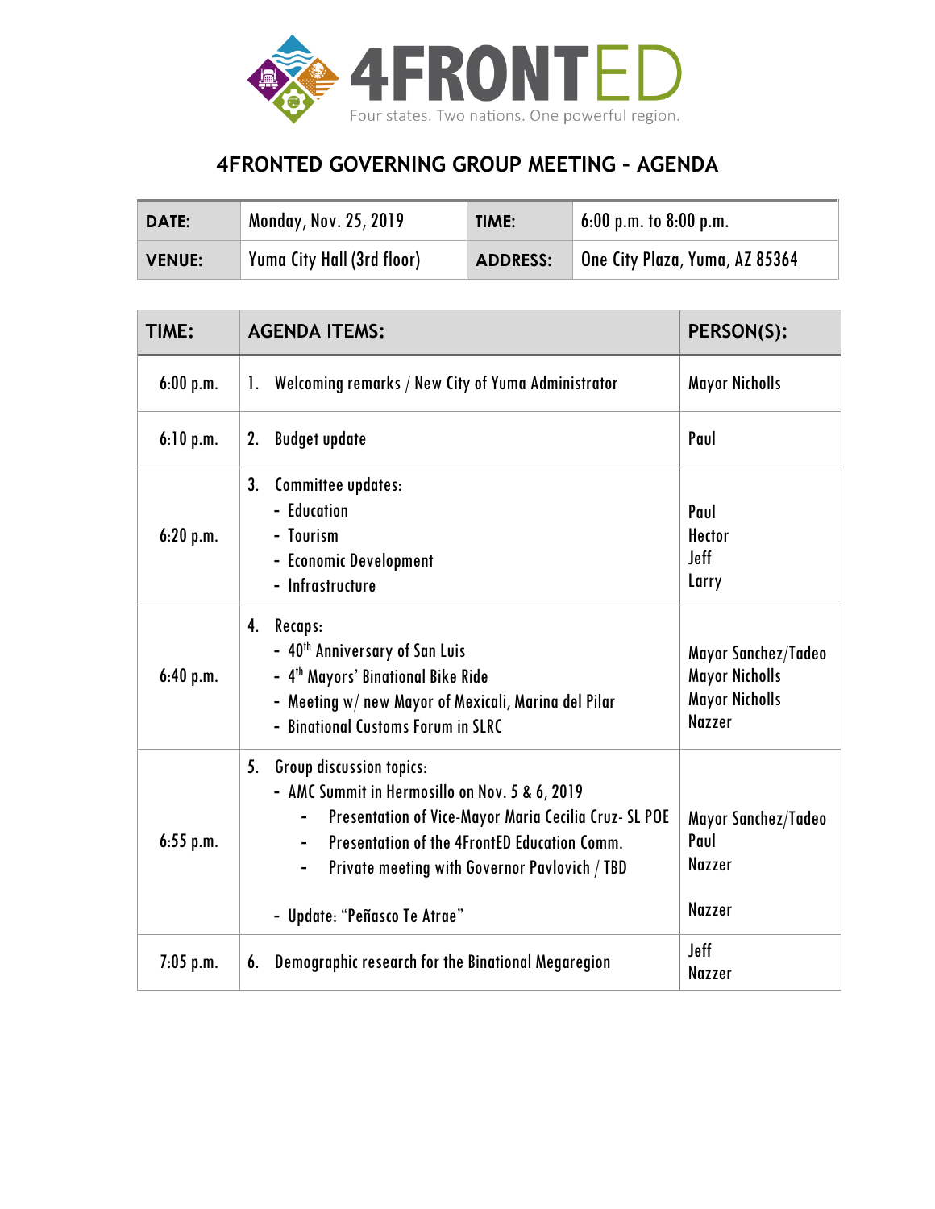4FRONTED

Four states. Two nations. One powerful region.

# 4FRONTED GOVERNING GROUP MEETING – AGENDA

| DATE: | Monday, Nov. 25, 2019 | TIME: | 6:00 p.m. to 8:00 p.m. |
|---|---|---|---|
| VENUE: | Yuma City Hall (3rd floor) | ADDRESS: | One City Plaza, Yuma, AZ 85364 |

| TIME: | AGENDA ITEMS: | PERSON(S): |
|---|---|---|
| 6:00 p.m. | 1. Welcoming remarks / New City of Yuma Administrator | Mayor Nicholls |
| 6:10 p.m. | 2. Budget update | Paul |
| 6:20 p.m. | 3. Committee updates:<br>- Education<br>- Tourism<br>- Economic Development<br>- Infrastructure | <br>Paul<br>Hector<br>Jeff<br>Larry |
| 6:40 p.m. | 4. Recaps:<br>- 40th Anniversary of San Luis<br>- 4th Mayors' Binational Bike Ride<br>- Meeting w/ new Mayor of Mexicali, Marina del Pilar<br>- Binational Customs Forum in SLRC | <br>Mayor Sanchez/Tadeo<br>Mayor Nicholls<br>Mayor Nicholls<br>Nazzer |
| 6:55 p.m. | 5. Group discussion topics:<br>- AMC Summit in Hermosillo on Nov. 5 & 6, 2019<br>&nbsp;&nbsp;- Presentation of Vice-Mayor Maria Cecilia Cruz- SL POE<br>&nbsp;&nbsp;- Presentation of the 4FrontED Education Comm.<br>&nbsp;&nbsp;- Private meeting with Governor Pavlovich / TBD<br>- Update: "Peñasco Te Atrae" | <br><br>Mayor Sanchez/Tadeo<br>Paul<br>Nazzer<br>Nazzer |
| 7:05 p.m. | 6. Demographic research for the Binational Megaregion | Jeff<br>Nazzer |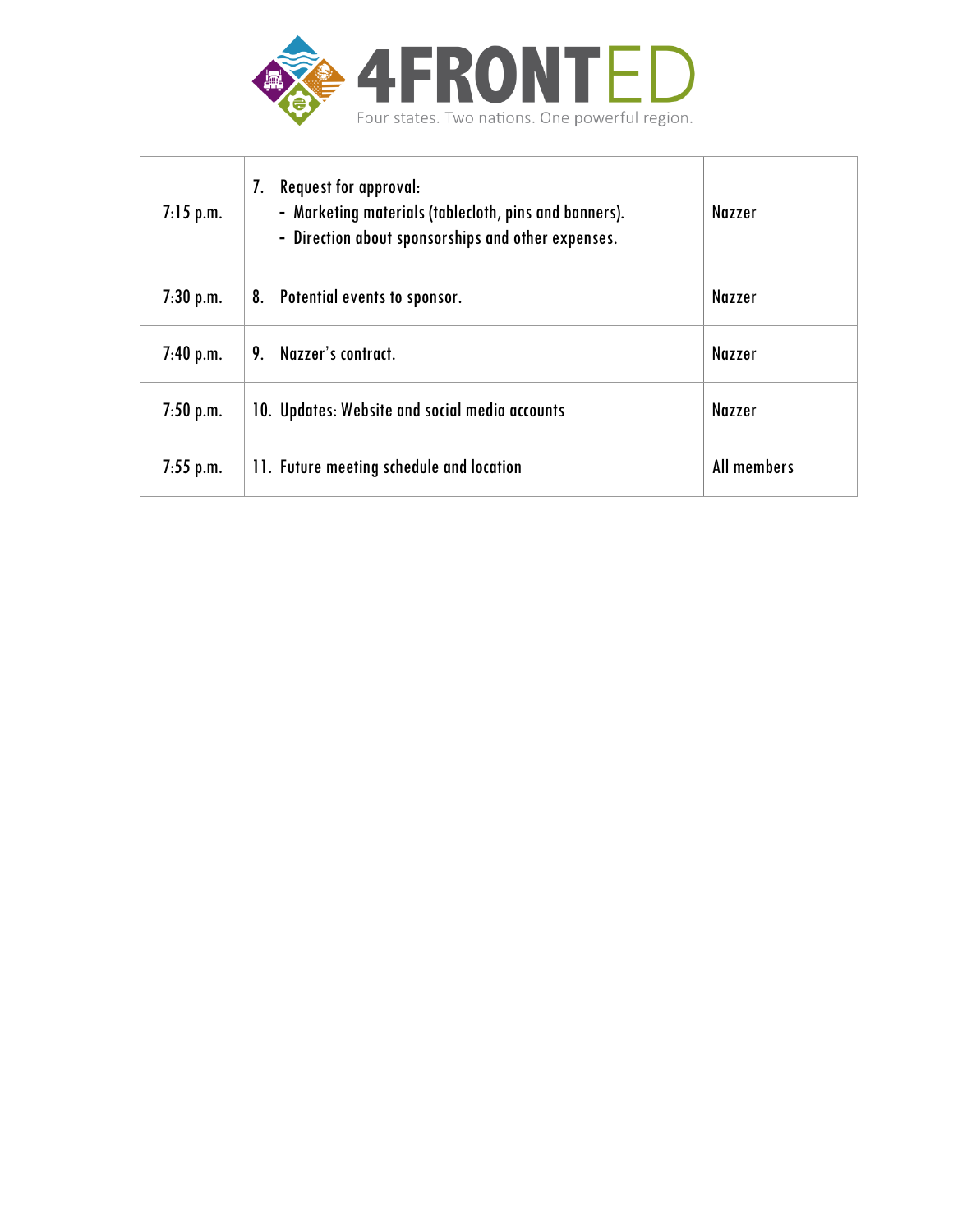4FRONTED

Four states. Two nations. One powerful region.

| | | |
|---|---|---|
| 7:15 p.m. | 7. Request for approval:<br>- Marketing materials (tablecloth, pins and banners).<br>- Direction about sponsorships and other expenses. | Nazzer |
| 7:30 p.m. | 8. Potential events to sponsor. | Nazzer |
| 7:40 p.m. | 9. Nazzer's contract. | Nazzer |
| 7:50 p.m. | 10. Updates: Website and social media accounts | Nazzer |
| 7:55 p.m. | 11. Future meeting schedule and location | All members |